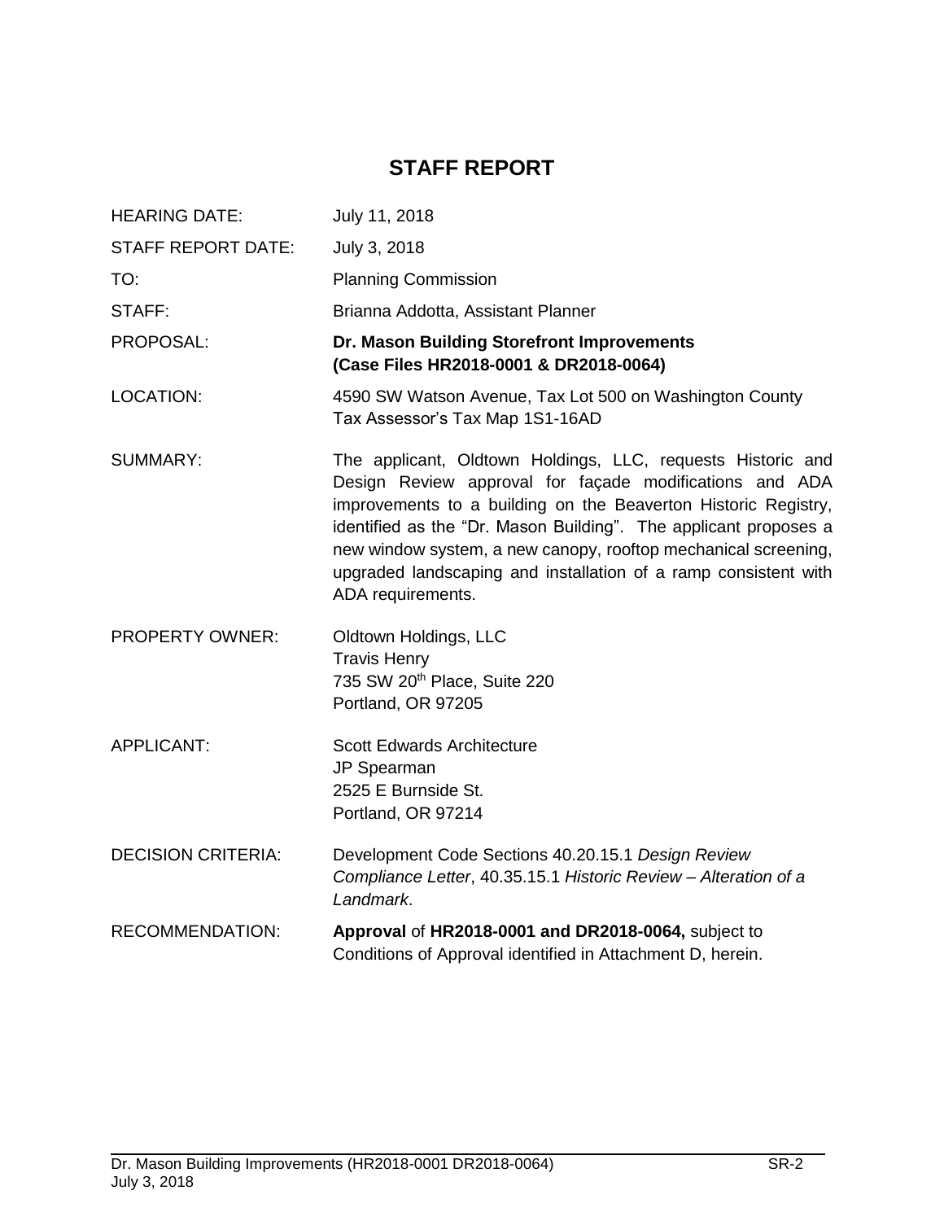# STAFF REPORT

| | |
|---|---|
| HEARING DATE: | July 11, 2018 |
| STAFF REPORT DATE: | July 3, 2018 |
| TO: | Planning Commission |
| STAFF: | Brianna Addotta, Assistant Planner |
| PROPOSAL: | **Dr. Mason Building Storefront Improvements (Case Files HR2018-0001 & DR2018-0064)** |
| LOCATION: | 4590 SW Watson Avenue, Tax Lot 500 on Washington County Tax Assessor's Tax Map 1S1-16AD |
| SUMMARY: | The applicant, Oldtown Holdings, LLC, requests Historic and Design Review approval for façade modifications and ADA improvements to a building on the Beaverton Historic Registry, identified as the "Dr. Mason Building". The applicant proposes a new window system, a new canopy, rooftop mechanical screening, upgraded landscaping and installation of a ramp consistent with ADA requirements. |
| PROPERTY OWNER: | Oldtown Holdings, LLC<br>Travis Henry<br>735 SW 20th Place, Suite 220<br>Portland, OR 97205 |
| APPLICANT: | Scott Edwards Architecture<br>JP Spearman<br>2525 E Burnside St.<br>Portland, OR 97214 |
| DECISION CRITERIA: | Development Code Sections 40.20.15.1 *Design Review Compliance Letter*, 40.35.15.1 *Historic Review – Alteration of a Landmark*. |
| RECOMMENDATION: | **Approval** of **HR2018-0001 and DR2018-0064,** subject to Conditions of Approval identified in Attachment D, herein. |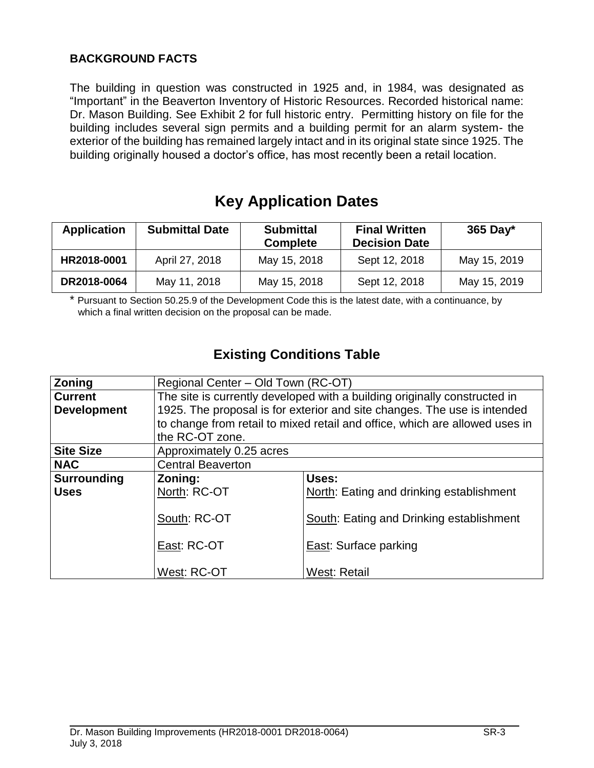## BACKGROUND FACTS

The building in question was constructed in 1925 and, in 1984, was designated as "Important" in the Beaverton Inventory of Historic Resources. Recorded historical name: Dr. Mason Building. See Exhibit 2 for full historic entry. Permitting history on file for the building includes several sign permits and a building permit for an alarm system- the exterior of the building has remained largely intact and in its original state since 1925. The building originally housed a doctor's office, has most recently been a retail location.

## Key Application Dates

| Application | Submittal Date | Submittal Complete | Final Written Decision Date | 365 Day* |
|---|---|---|---|---|
| HR2018-0001 | April 27, 2018 | May 15, 2018 | Sept 12, 2018 | May 15, 2019 |
| DR2018-0064 | May 11, 2018 | May 15, 2018 | Sept 12, 2018 | May 15, 2019 |

\* Pursuant to Section 50.25.9 of the Development Code this is the latest date, with a continuance, by which a final written decision on the proposal can be made.

## Existing Conditions Table

| | | |
|---|---|---|
| **Zoning** | Regional Center – Old Town (RC-OT) | |
| **Current Development** | The site is currently developed with a building originally constructed in 1925. The proposal is for exterior and site changes. The use is intended to change from retail to mixed retail and office, which are allowed uses in the RC-OT zone. | |
| **Site Size** | Approximately 0.25 acres | |
| **NAC** | Central Beaverton | |
| **Surrounding Uses** | **Zoning:**<br>North: RC-OT<br><br>South: RC-OT<br><br>East: RC-OT<br><br>West: RC-OT | **Uses:**<br>North: Eating and drinking establishment<br><br>South: Eating and Drinking establishment<br><br>East: Surface parking<br><br>West: Retail |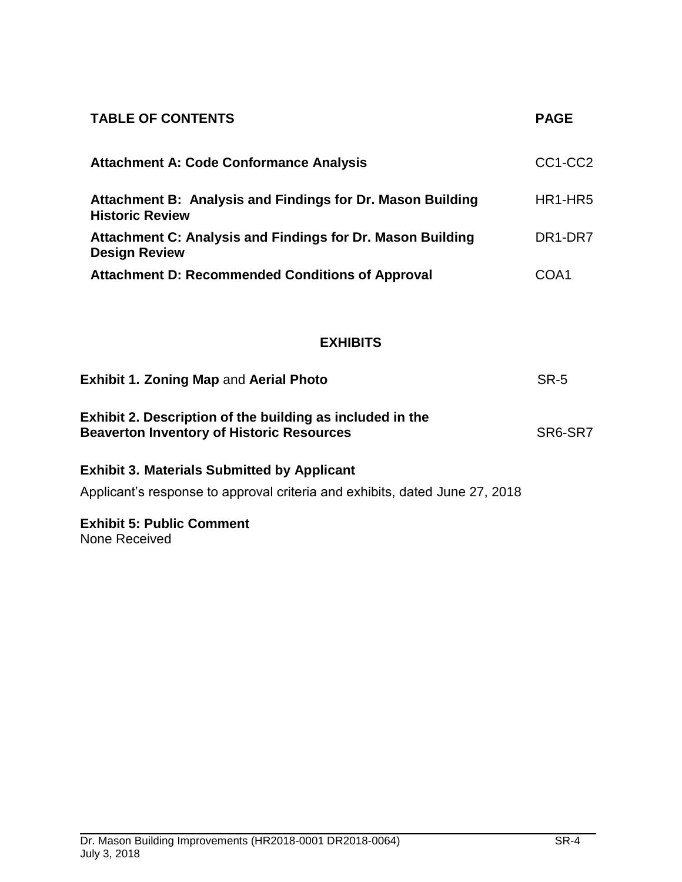| TABLE OF CONTENTS | PAGE |
| --- | --- |
| **Attachment A: Code Conformance Analysis** | CC1-CC2 |
| **Attachment B: Analysis and Findings for Dr. Mason Building Historic Review** | HR1-HR5 |
| **Attachment C: Analysis and Findings for Dr. Mason Building Design Review** | DR1-DR7 |
| **Attachment D: Recommended Conditions of Approval** | COA1 |

## EXHIBITS

| | |
| --- | --- |
| **Exhibit 1. Zoning Map** and **Aerial Photo** | SR-5 |
| **Exhibit 2. Description of the building as included in the Beaverton Inventory of Historic Resources** | SR6-SR7 |

**Exhibit 3. Materials Submitted by Applicant**

Applicant's response to approval criteria and exhibits, dated June 27, 2018

**Exhibit 5: Public Comment**

None Received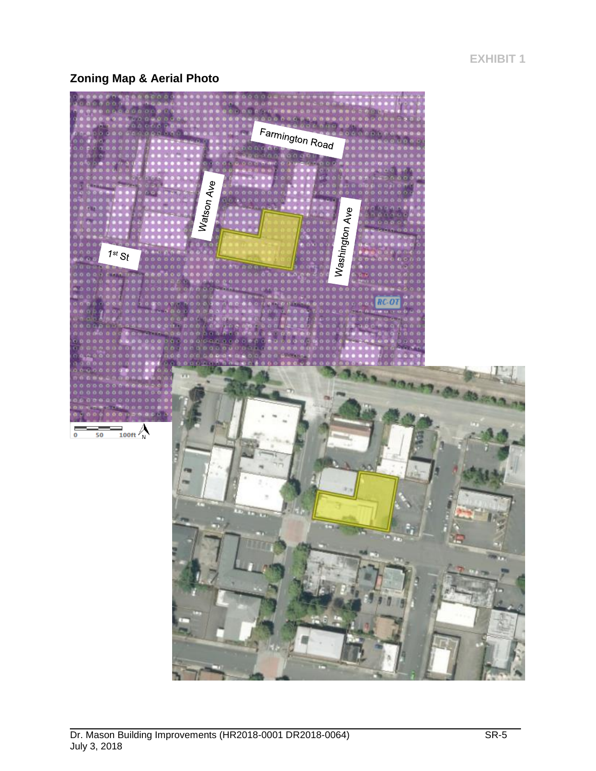EXHIBIT 1

## Zoning Map & Aerial Photo

Farmington Road

Watson Ave

Washington Ave

1st St

RC-OT

0 50 100ft N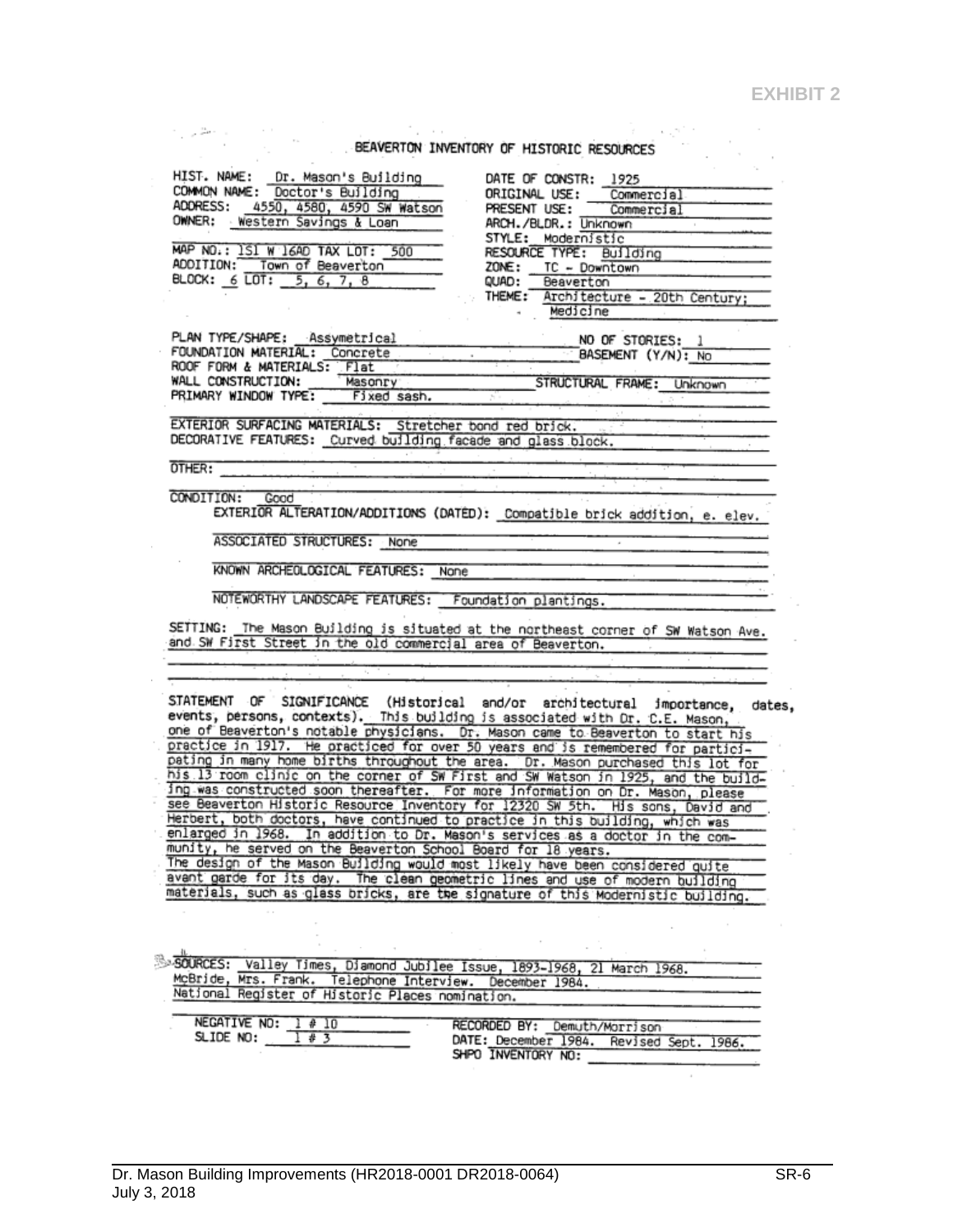**EXHIBIT 2**

# BEAVERTON INVENTORY OF HISTORIC RESOURCES

HIST. NAME: Dr. Mason's Building
COMMON NAME: Doctor's Building
ADDRESS: 4550, 4580, 4590 SW Watson
OWNER: Western Savings & Loan

MAP NO.: 1S1 W 16AD TAX LOT: 500
ADDITION: Town of Beaverton
BLOCK: 6 LOT: 5, 6, 7, 8

DATE OF CONSTR: 1925
ORIGINAL USE: Commercial
PRESENT USE: Commercial
ARCH./BLDR.: Unknown
STYLE: Modernistic
RESOURCE TYPE: Building
ZONE: TC - Downtown
QUAD: Beaverton
THEME: Architecture - 20th Century; Medicine

PLAN TYPE/SHAPE: Assymetrical
NO OF STORIES: 1
FOUNDATION MATERIAL: Concrete
BASEMENT (Y/N): No
ROOF FORM & MATERIALS: Flat
WALL CONSTRUCTION: Masonry
STRUCTURAL FRAME: Unknown
PRIMARY WINDOW TYPE: Fixed sash.

EXTERIOR SURFACING MATERIALS: Stretcher bond red brick.
DECORATIVE FEATURES: Curved building facade and glass block.

OTHER:

CONDITION: Good
EXTERIOR ALTERATION/ADDITIONS (DATED): Compatible brick addition, e. elev.

ASSOCIATED STRUCTURES: None

KNOWN ARCHEOLOGICAL FEATURES: None

NOTEWORTHY LANDSCAPE FEATURES: Foundation plantings.

SETTING: The Mason Building is situated at the northeast corner of SW Watson Ave. and SW First Street in the old commercial area of Beaverton.

STATEMENT OF SIGNIFICANCE (Historical and/or architectural importance, dates, events, persons, contexts). This building is associated with Dr. C.E. Mason, one of Beaverton's notable physicians. Dr. Mason came to Beaverton to start his practice in 1917. He practiced for over 50 years and is remembered for participating in many home births throughout the area. Dr. Mason purchased this lot for his 13 room clinic on the corner of SW First and SW Watson in 1925, and the building was constructed soon thereafter. For more information on Dr. Mason, please see Beaverton Historic Resource Inventory for 12320 SW 5th. His sons, David and Herbert, both doctors, have continued to practice in this building, which was enlarged in 1968. In addition to Dr. Mason's services as a doctor in the community, he served on the Beaverton School Board for 18 years.
The design of the Mason Building would most likely have been considered quite avant garde for its day. The clean geometric lines and use of modern building materials, such as glass bricks, are the signature of this Modernistic building.

SOURCES: Valley Times, Diamond Jubilee Issue, 1893-1968, 21 March 1968.
McBride, Mrs. Frank. Telephone Interview. December 1984.
National Register of Historic Places nomination.

NEGATIVE NO: 1 # 10
SLIDE NO: 1 # 3

RECORDED BY: Demuth/Morrison
DATE: December 1984. Revised Sept. 1986.
SHPO INVENTORY NO:

Dr. Mason Building Improvements (HR2018-0001 DR2018-0064)
July 3, 2018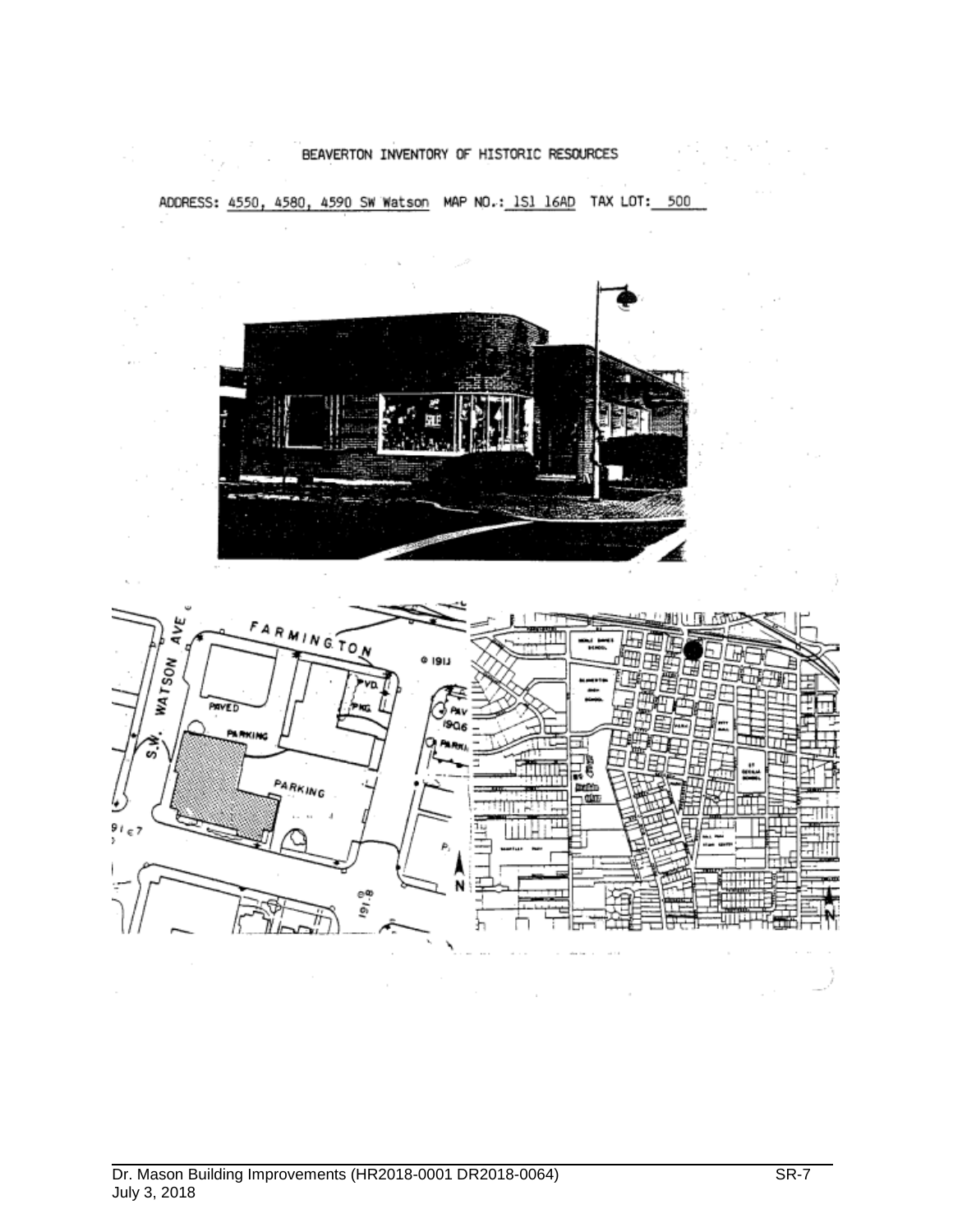BEAVERTON INVENTORY OF HISTORIC RESOURCES

ADDRESS: 4550, 4580, 4590 SW Watson MAP NO.: 1S1 16AD TAX LOT: 500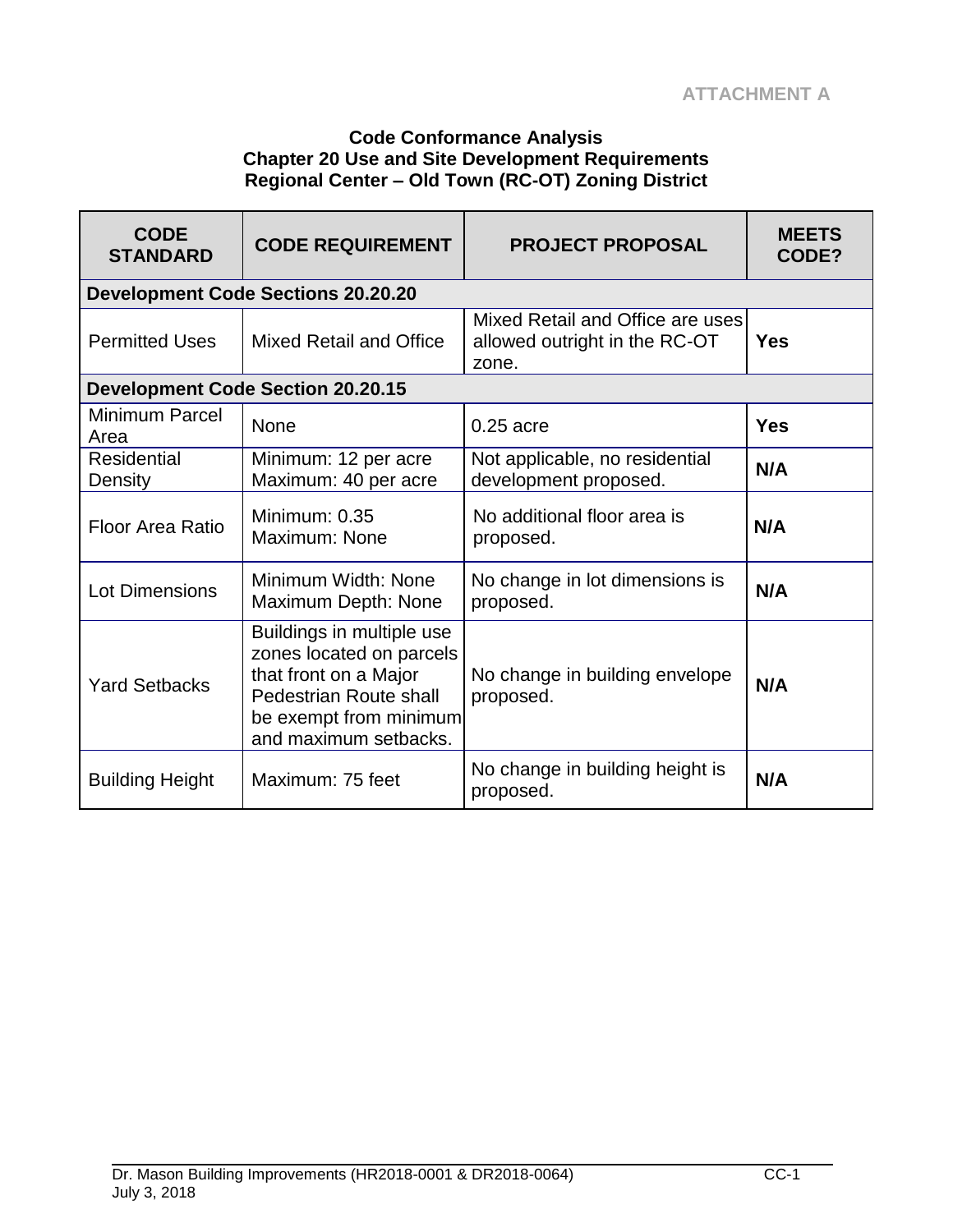**ATTACHMENT A**

### Code Conformance Analysis
### Chapter 20 Use and Site Development Requirements
### Regional Center – Old Town (RC-OT) Zoning District

| CODE STANDARD | CODE REQUIREMENT | PROJECT PROPOSAL | MEETS CODE? |
|---|---|---|---|
| **Development Code Sections 20.20.20** | | | |
| Permitted Uses | Mixed Retail and Office | Mixed Retail and Office are uses allowed outright in the RC-OT zone. | **Yes** |
| **Development Code Section 20.20.15** | | | |
| Minimum Parcel Area | None | 0.25 acre | **Yes** |
| Residential Density | Minimum: 12 per acre<br>Maximum: 40 per acre | Not applicable, no residential development proposed. | **N/A** |
| Floor Area Ratio | Minimum: 0.35<br>Maximum: None | No additional floor area is proposed. | **N/A** |
| Lot Dimensions | Minimum Width: None<br>Maximum Depth: None | No change in lot dimensions is proposed. | **N/A** |
| Yard Setbacks | Buildings in multiple use zones located on parcels that front on a Major Pedestrian Route shall be exempt from minimum and maximum setbacks. | No change in building envelope proposed. | **N/A** |
| Building Height | Maximum: 75 feet | No change in building height is proposed. | **N/A** |

Dr. Mason Building Improvements (HR2018-0001 & DR2018-0064) CC-1
July 3, 2018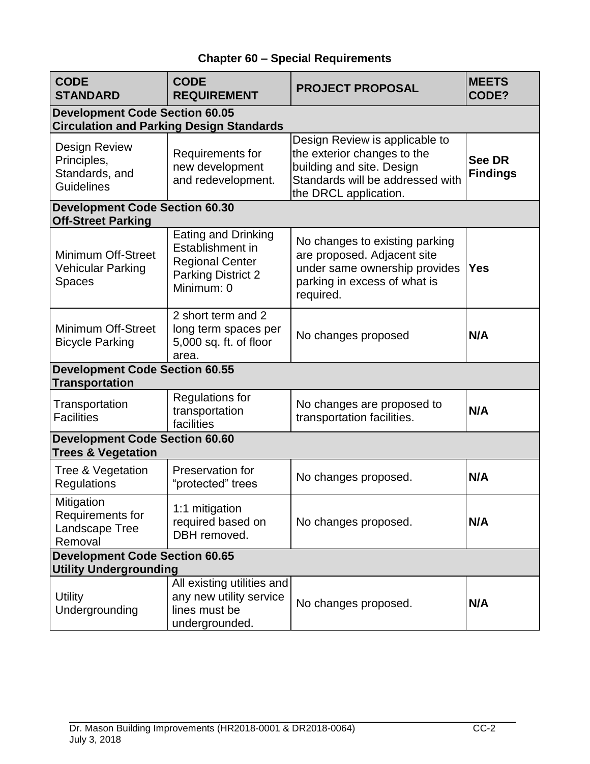## Chapter 60 – Special Requirements

| CODE STANDARD | CODE REQUIREMENT | PROJECT PROPOSAL | MEETS CODE? |
|---|---|---|---|
| **Development Code Section 60.05 Circulation and Parking Design Standards** | | | |
| Design Review Principles, Standards, and Guidelines | Requirements for new development and redevelopment. | Design Review is applicable to the exterior changes to the building and site. Design Standards will be addressed with the DRCL application. | **See DR Findings** |
| **Development Code Section 60.30 Off-Street Parking** | | | |
| Minimum Off-Street Vehicular Parking Spaces | Eating and Drinking Establishment in Regional Center Parking District 2 Minimum: 0 | No changes to existing parking are proposed. Adjacent site under same ownership provides parking in excess of what is required. | **Yes** |
| Minimum Off-Street Bicycle Parking | 2 short term and 2 long term spaces per 5,000 sq. ft. of floor area. | No changes proposed | **N/A** |
| **Development Code Section 60.55 Transportation** | | | |
| Transportation Facilities | Regulations for transportation facilities | No changes are proposed to transportation facilities. | **N/A** |
| **Development Code Section 60.60 Trees & Vegetation** | | | |
| Tree & Vegetation Regulations | Preservation for "protected" trees | No changes proposed. | **N/A** |
| Mitigation Requirements for Landscape Tree Removal | 1:1 mitigation required based on DBH removed. | No changes proposed. | **N/A** |
| **Development Code Section 60.65 Utility Undergrounding** | | | |
| Utility Undergrounding | All existing utilities and any new utility service lines must be undergrounded. | No changes proposed. | **N/A** |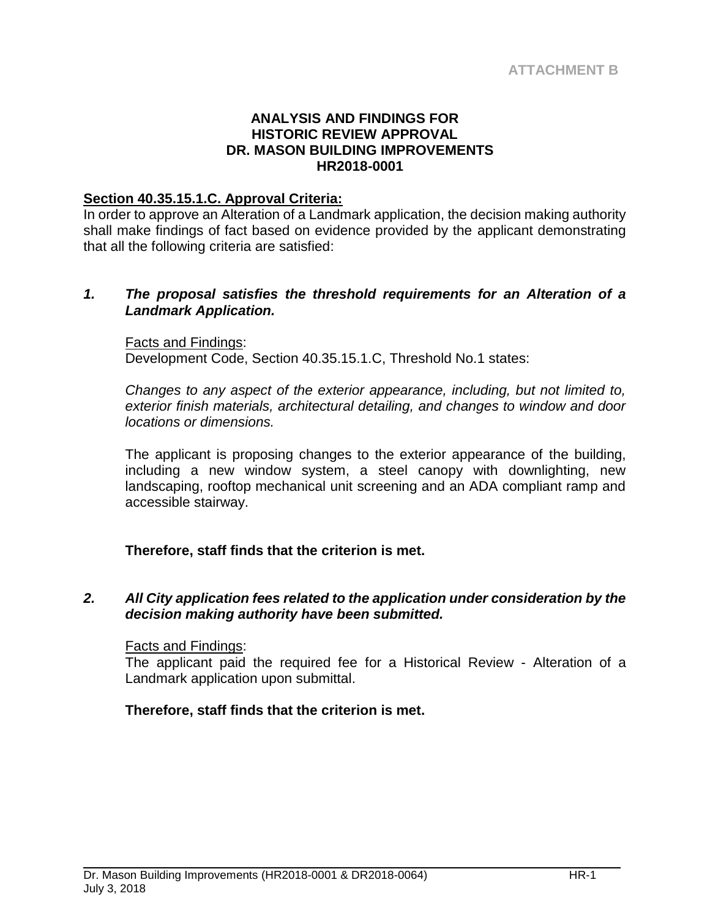ATTACHMENT B

# ANALYSIS AND FINDINGS FOR HISTORIC REVIEW APPROVAL DR. MASON BUILDING IMPROVEMENTS HR2018-0001

**Section 40.35.15.1.C. Approval Criteria:**

In order to approve an Alteration of a Landmark application, the decision making authority shall make findings of fact based on evidence provided by the applicant demonstrating that all the following criteria are satisfied:

***1. The proposal satisfies the threshold requirements for an Alteration of a Landmark Application.***

Facts and Findings:
Development Code, Section 40.35.15.1.C, Threshold No.1 states:

*Changes to any aspect of the exterior appearance, including, but not limited to, exterior finish materials, architectural detailing, and changes to window and door locations or dimensions.*

The applicant is proposing changes to the exterior appearance of the building, including a new window system, a steel canopy with downlighting, new landscaping, rooftop mechanical unit screening and an ADA compliant ramp and accessible stairway.

**Therefore, staff finds that the criterion is met.**

***2. All City application fees related to the application under consideration by the decision making authority have been submitted.***

Facts and Findings:
The applicant paid the required fee for a Historical Review - Alteration of a Landmark application upon submittal.

**Therefore, staff finds that the criterion is met.**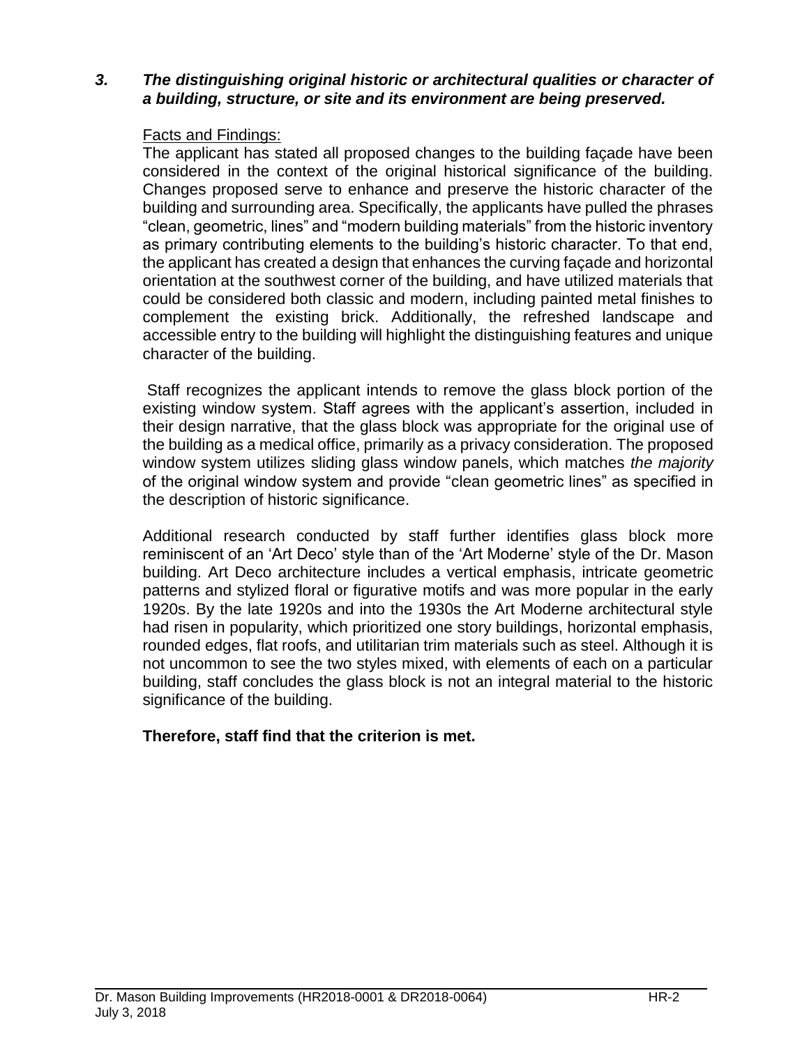***3. The distinguishing original historic or architectural qualities or character of a building, structure, or site and its environment are being preserved.***

Facts and Findings:

The applicant has stated all proposed changes to the building façade have been considered in the context of the original historical significance of the building. Changes proposed serve to enhance and preserve the historic character of the building and surrounding area. Specifically, the applicants have pulled the phrases "clean, geometric, lines" and "modern building materials" from the historic inventory as primary contributing elements to the building's historic character. To that end, the applicant has created a design that enhances the curving façade and horizontal orientation at the southwest corner of the building, and have utilized materials that could be considered both classic and modern, including painted metal finishes to complement the existing brick. Additionally, the refreshed landscape and accessible entry to the building will highlight the distinguishing features and unique character of the building.

Staff recognizes the applicant intends to remove the glass block portion of the existing window system. Staff agrees with the applicant's assertion, included in their design narrative, that the glass block was appropriate for the original use of the building as a medical office, primarily as a privacy consideration. The proposed window system utilizes sliding glass window panels, which matches *the majority* of the original window system and provide "clean geometric lines" as specified in the description of historic significance.

Additional research conducted by staff further identifies glass block more reminiscent of an 'Art Deco' style than of the 'Art Moderne' style of the Dr. Mason building. Art Deco architecture includes a vertical emphasis, intricate geometric patterns and stylized floral or figurative motifs and was more popular in the early 1920s. By the late 1920s and into the 1930s the Art Moderne architectural style had risen in popularity, which prioritized one story buildings, horizontal emphasis, rounded edges, flat roofs, and utilitarian trim materials such as steel. Although it is not uncommon to see the two styles mixed, with elements of each on a particular building, staff concludes the glass block is not an integral material to the historic significance of the building.

**Therefore, staff find that the criterion is met.**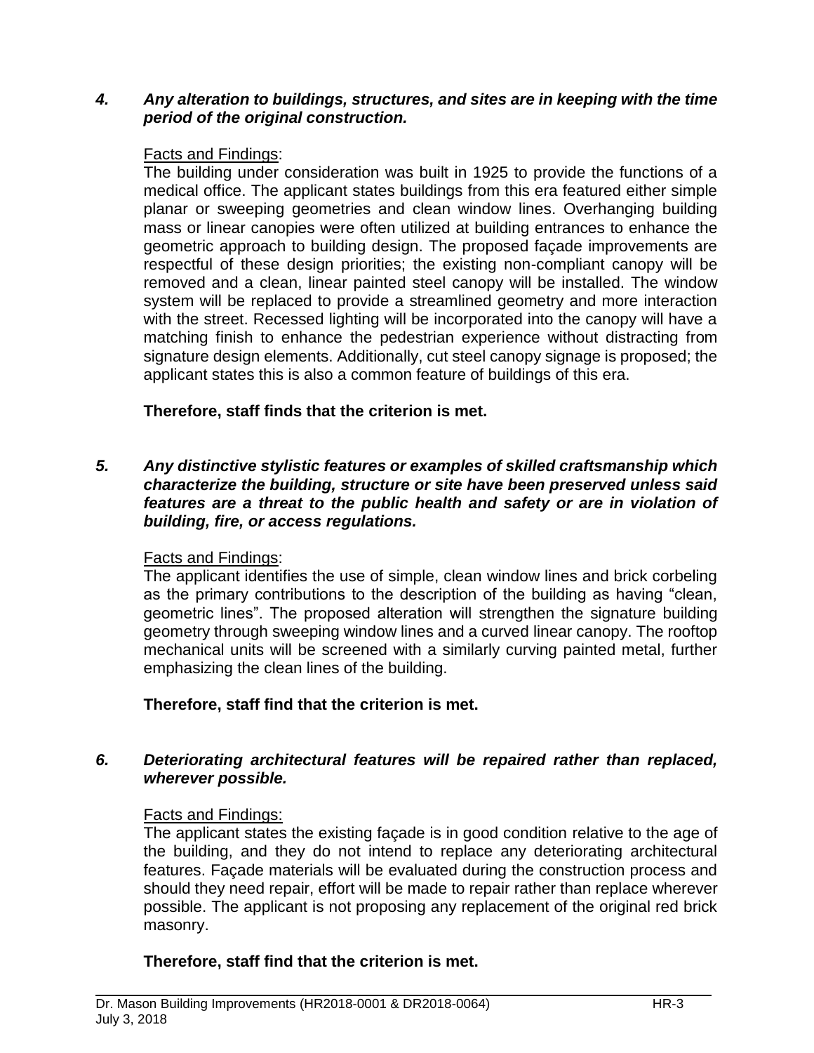***4. Any alteration to buildings, structures, and sites are in keeping with the time period of the original construction.***

Facts and Findings:

The building under consideration was built in 1925 to provide the functions of a medical office. The applicant states buildings from this era featured either simple planar or sweeping geometries and clean window lines. Overhanging building mass or linear canopies were often utilized at building entrances to enhance the geometric approach to building design. The proposed façade improvements are respectful of these design priorities; the existing non-compliant canopy will be removed and a clean, linear painted steel canopy will be installed. The window system will be replaced to provide a streamlined geometry and more interaction with the street. Recessed lighting will be incorporated into the canopy will have a matching finish to enhance the pedestrian experience without distracting from signature design elements. Additionally, cut steel canopy signage is proposed; the applicant states this is also a common feature of buildings of this era.

**Therefore, staff finds that the criterion is met.**

***5. Any distinctive stylistic features or examples of skilled craftsmanship which characterize the building, structure or site have been preserved unless said features are a threat to the public health and safety or are in violation of building, fire, or access regulations.***

Facts and Findings:

The applicant identifies the use of simple, clean window lines and brick corbeling as the primary contributions to the description of the building as having "clean, geometric lines". The proposed alteration will strengthen the signature building geometry through sweeping window lines and a curved linear canopy. The rooftop mechanical units will be screened with a similarly curving painted metal, further emphasizing the clean lines of the building.

**Therefore, staff find that the criterion is met.**

***6. Deteriorating architectural features will be repaired rather than replaced, wherever possible.***

Facts and Findings:

The applicant states the existing façade is in good condition relative to the age of the building, and they do not intend to replace any deteriorating architectural features. Façade materials will be evaluated during the construction process and should they need repair, effort will be made to repair rather than replace wherever possible. The applicant is not proposing any replacement of the original red brick masonry.

**Therefore, staff find that the criterion is met.**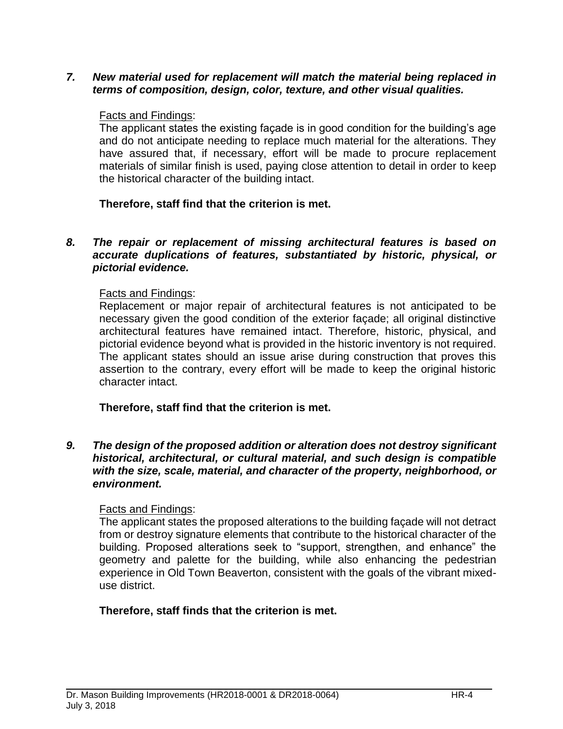7. ***New material used for replacement will match the material being replaced in terms of composition, design, color, texture, and other visual qualities.***

   Facts and Findings:
   The applicant states the existing façade is in good condition for the building's age and do not anticipate needing to replace much material for the alterations. They have assured that, if necessary, effort will be made to procure replacement materials of similar finish is used, paying close attention to detail in order to keep the historical character of the building intact.

   **Therefore, staff find that the criterion is met.**

8. ***The repair or replacement of missing architectural features is based on accurate duplications of features, substantiated by historic, physical, or pictorial evidence.***

   Facts and Findings:
   Replacement or major repair of architectural features is not anticipated to be necessary given the good condition of the exterior façade; all original distinctive architectural features have remained intact. Therefore, historic, physical, and pictorial evidence beyond what is provided in the historic inventory is not required. The applicant states should an issue arise during construction that proves this assertion to the contrary, every effort will be made to keep the original historic character intact.

   **Therefore, staff find that the criterion is met.**

9. ***The design of the proposed addition or alteration does not destroy significant historical, architectural, or cultural material, and such design is compatible with the size, scale, material, and character of the property, neighborhood, or environment.***

   Facts and Findings:
   The applicant states the proposed alterations to the building façade will not detract from or destroy signature elements that contribute to the historical character of the building. Proposed alterations seek to "support, strengthen, and enhance" the geometry and palette for the building, while also enhancing the pedestrian experience in Old Town Beaverton, consistent with the goals of the vibrant mixed-use district.

   **Therefore, staff finds that the criterion is met.**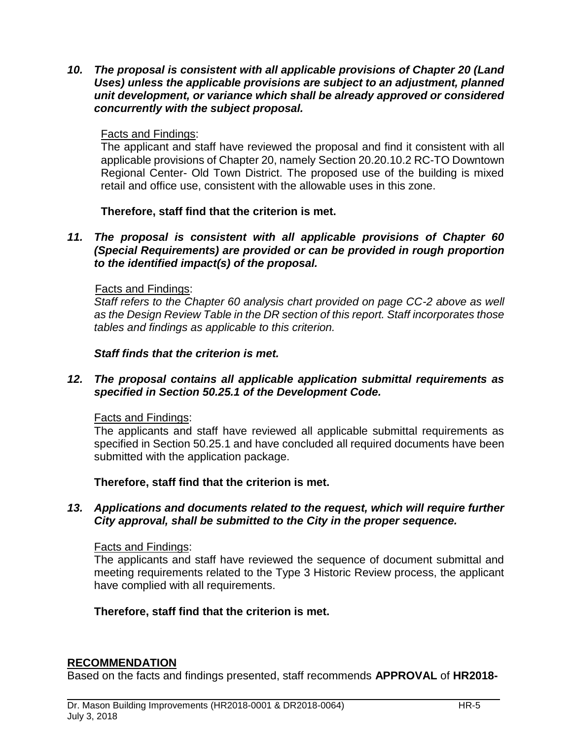***10. The proposal is consistent with all applicable provisions of Chapter 20 (Land Uses) unless the applicable provisions are subject to an adjustment, planned unit development, or variance which shall be already approved or considered concurrently with the subject proposal.***

Facts and Findings:
The applicant and staff have reviewed the proposal and find it consistent with all applicable provisions of Chapter 20, namely Section 20.20.10.2 RC-TO Downtown Regional Center- Old Town District. The proposed use of the building is mixed retail and office use, consistent with the allowable uses in this zone.

**Therefore, staff find that the criterion is met.**

***11. The proposal is consistent with all applicable provisions of Chapter 60 (Special Requirements) are provided or can be provided in rough proportion to the identified impact(s) of the proposal.***

Facts and Findings:
*Staff refers to the Chapter 60 analysis chart provided on page CC-2 above as well as the Design Review Table in the DR section of this report. Staff incorporates those tables and findings as applicable to this criterion.*

***Staff finds that the criterion is met.***

***12. The proposal contains all applicable application submittal requirements as specified in Section 50.25.1 of the Development Code.***

Facts and Findings:
The applicants and staff have reviewed all applicable submittal requirements as specified in Section 50.25.1 and have concluded all required documents have been submitted with the application package.

**Therefore, staff find that the criterion is met.**

***13. Applications and documents related to the request, which will require further City approval, shall be submitted to the City in the proper sequence.***

Facts and Findings:
The applicants and staff have reviewed the sequence of document submittal and meeting requirements related to the Type 3 Historic Review process, the applicant have complied with all requirements.

**Therefore, staff find that the criterion is met.**

## RECOMMENDATION

Based on the facts and findings presented, staff recommends **APPROVAL** of **HR2018-**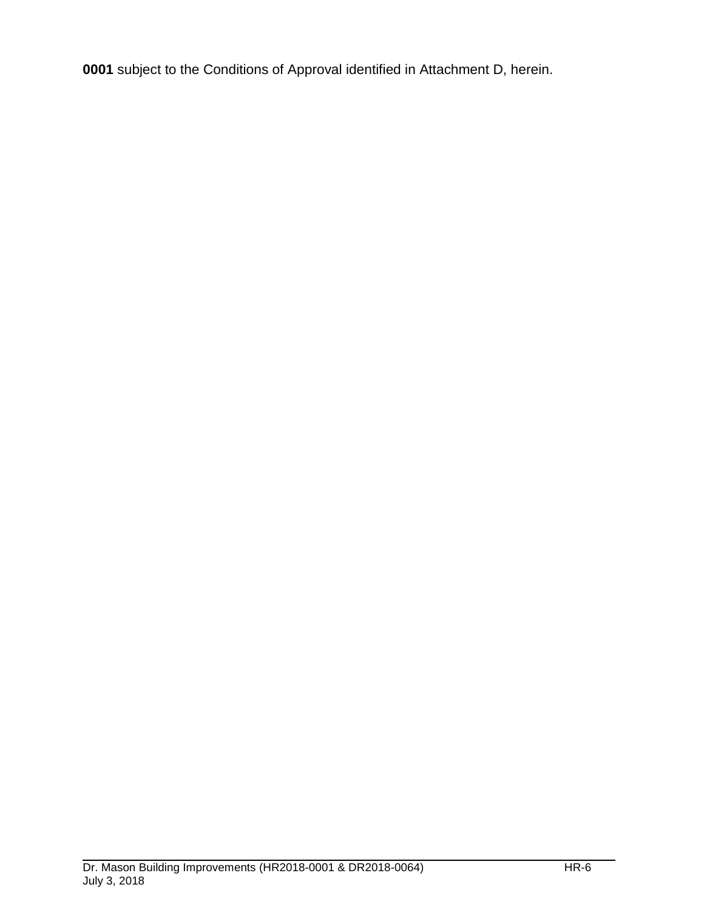**0001** subject to the Conditions of Approval identified in Attachment D, herein.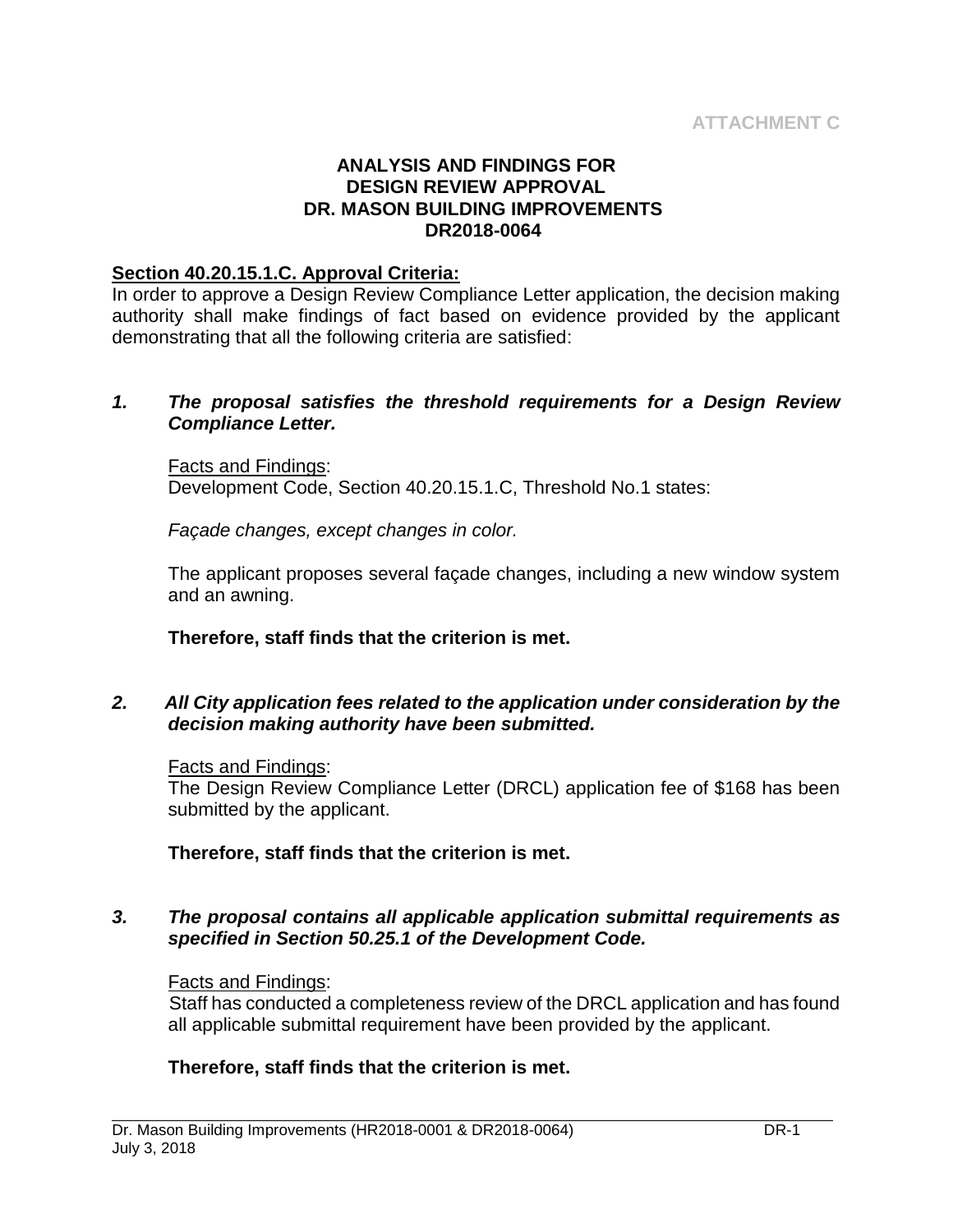ATTACHMENT C

# ANALYSIS AND FINDINGS FOR DESIGN REVIEW APPROVAL DR. MASON BUILDING IMPROVEMENTS DR2018-0064

**Section 40.20.15.1.C. Approval Criteria:**

In order to approve a Design Review Compliance Letter application, the decision making authority shall make findings of fact based on evidence provided by the applicant demonstrating that all the following criteria are satisfied:

***1. The proposal satisfies the threshold requirements for a Design Review Compliance Letter.***

Facts and Findings:

Development Code, Section 40.20.15.1.C, Threshold No.1 states:

*Façade changes, except changes in color.*

The applicant proposes several façade changes, including a new window system and an awning.

**Therefore, staff finds that the criterion is met.**

***2. All City application fees related to the application under consideration by the decision making authority have been submitted.***

Facts and Findings:

The Design Review Compliance Letter (DRCL) application fee of $168 has been submitted by the applicant.

**Therefore, staff finds that the criterion is met.**

***3. The proposal contains all applicable application submittal requirements as specified in Section 50.25.1 of the Development Code.***

Facts and Findings:

Staff has conducted a completeness review of the DRCL application and has found all applicable submittal requirement have been provided by the applicant.

**Therefore, staff finds that the criterion is met.**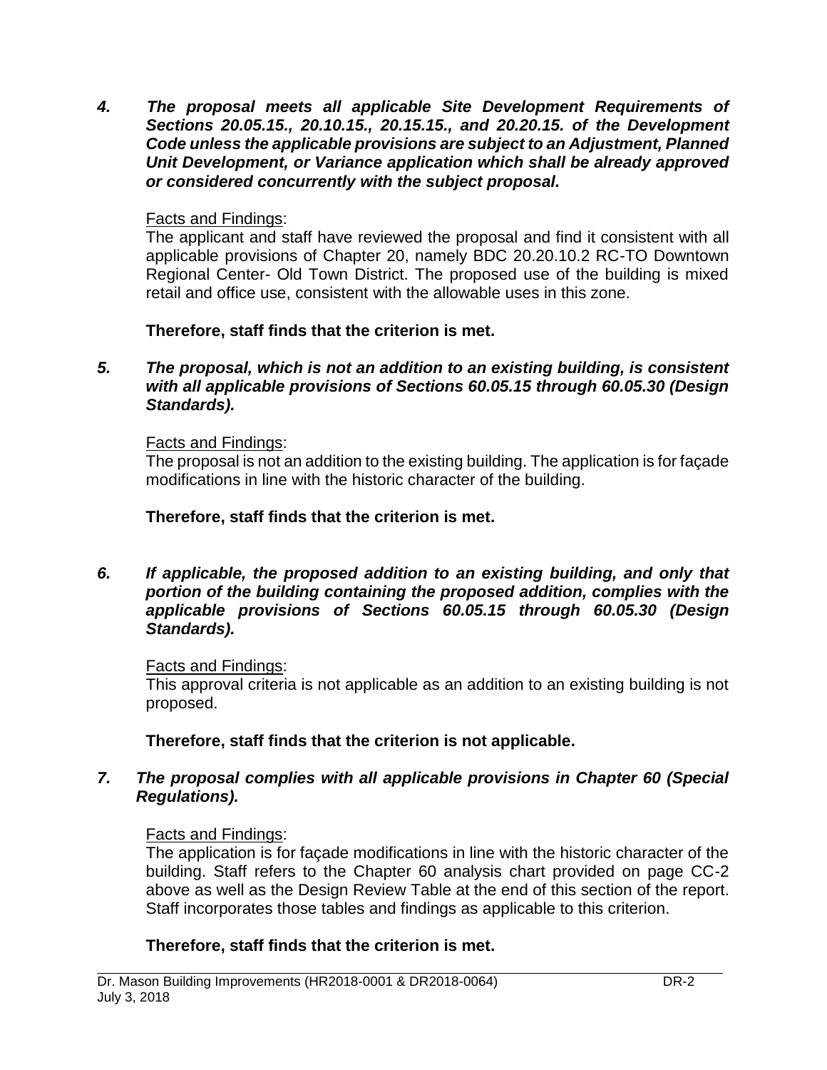***4. The proposal meets all applicable Site Development Requirements of Sections 20.05.15., 20.10.15., 20.15.15., and 20.20.15. of the Development Code unless the applicable provisions are subject to an Adjustment, Planned Unit Development, or Variance application which shall be already approved or considered concurrently with the subject proposal.***

Facts and Findings:
The applicant and staff have reviewed the proposal and find it consistent with all applicable provisions of Chapter 20, namely BDC 20.20.10.2 RC-TO Downtown Regional Center- Old Town District. The proposed use of the building is mixed retail and office use, consistent with the allowable uses in this zone.

**Therefore, staff finds that the criterion is met.**

***5. The proposal, which is not an addition to an existing building, is consistent with all applicable provisions of Sections 60.05.15 through 60.05.30 (Design Standards).***

Facts and Findings:
The proposal is not an addition to the existing building. The application is for façade modifications in line with the historic character of the building.

**Therefore, staff finds that the criterion is met.**

***6. If applicable, the proposed addition to an existing building, and only that portion of the building containing the proposed addition, complies with the applicable provisions of Sections 60.05.15 through 60.05.30 (Design Standards).***

Facts and Findings:
This approval criteria is not applicable as an addition to an existing building is not proposed.

**Therefore, staff finds that the criterion is not applicable.**

***7. The proposal complies with all applicable provisions in Chapter 60 (Special Regulations).***

Facts and Findings:
The application is for façade modifications in line with the historic character of the building. Staff refers to the Chapter 60 analysis chart provided on page CC-2 above as well as the Design Review Table at the end of this section of the report. Staff incorporates those tables and findings as applicable to this criterion.

**Therefore, staff finds that the criterion is met.**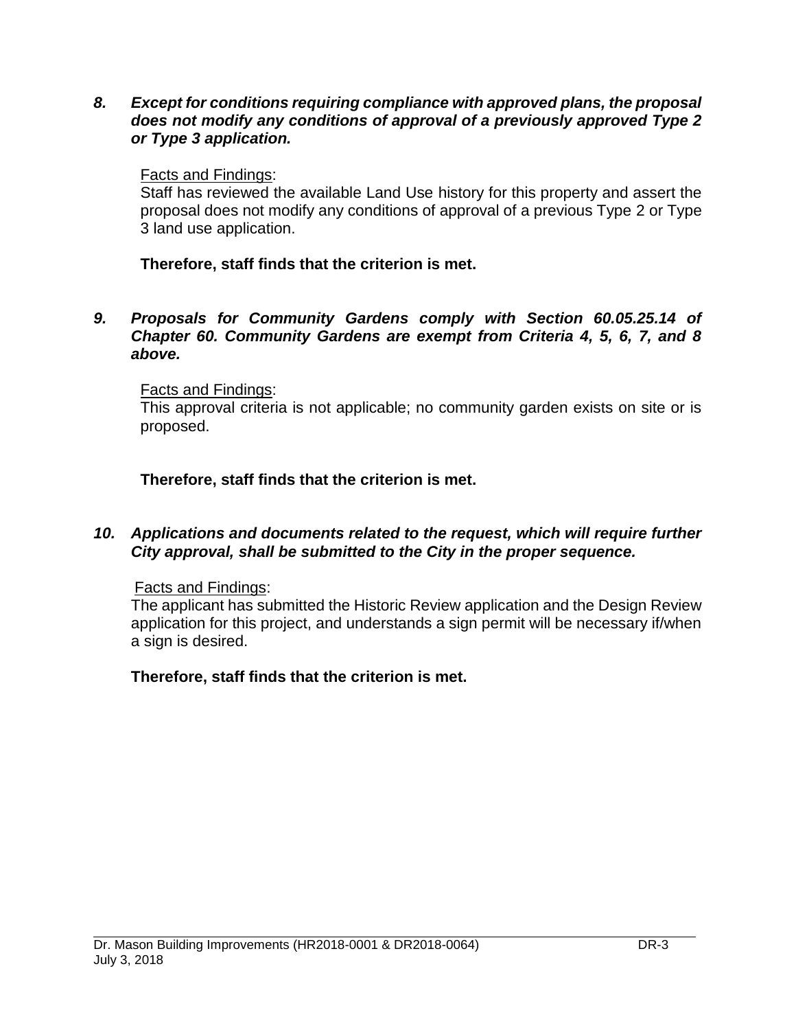8. ***Except for conditions requiring compliance with approved plans, the proposal does not modify any conditions of approval of a previously approved Type 2 or Type 3 application.***

   Facts and Findings:
   Staff has reviewed the available Land Use history for this property and assert the proposal does not modify any conditions of approval of a previous Type 2 or Type 3 land use application.

   **Therefore, staff finds that the criterion is met.**

9. ***Proposals for Community Gardens comply with Section 60.05.25.14 of Chapter 60. Community Gardens are exempt from Criteria 4, 5, 6, 7, and 8 above.***

   Facts and Findings:
   This approval criteria is not applicable; no community garden exists on site or is proposed.

   **Therefore, staff finds that the criterion is met.**

10. ***Applications and documents related to the request, which will require further City approval, shall be submitted to the City in the proper sequence.***

    Facts and Findings:
    The applicant has submitted the Historic Review application and the Design Review application for this project, and understands a sign permit will be necessary if/when a sign is desired.

    **Therefore, staff finds that the criterion is met.**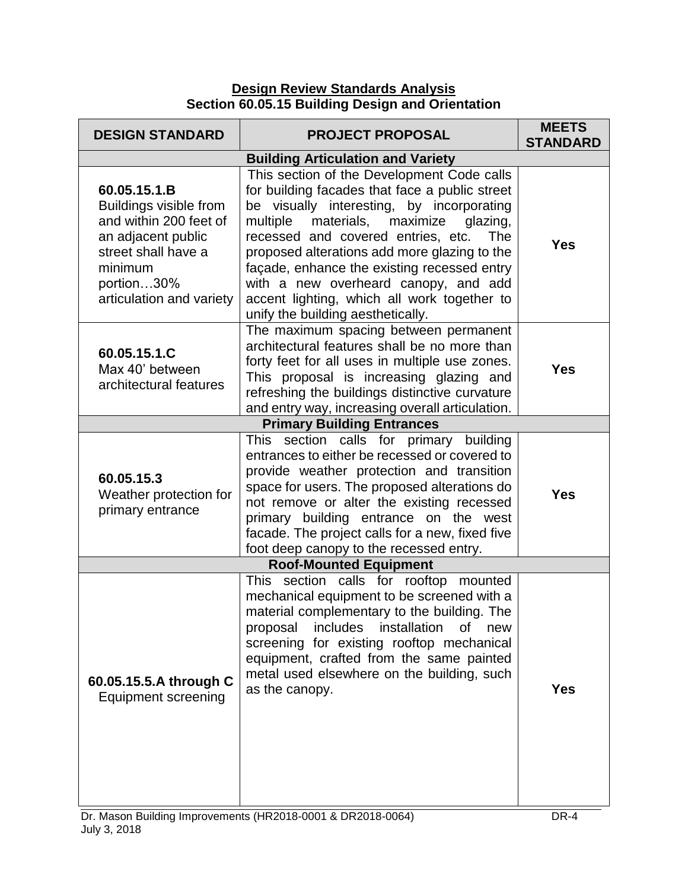**Design Review Standards Analysis**
**Section 60.05.15 Building Design and Orientation**

| DESIGN STANDARD | PROJECT PROPOSAL | MEETS STANDARD |
|---|---|---|
| **Building Articulation and Variety** | | |
| **60.05.15.1.B** Buildings visible from and within 200 feet of an adjacent public street shall have a minimum portion…30% articulation and variety | This section of the Development Code calls for building facades that face a public street be visually interesting, by incorporating multiple materials, maximize glazing, recessed and covered entries, etc. The proposed alterations add more glazing to the façade, enhance the existing recessed entry with a new overheard canopy, and add accent lighting, which all work together to unify the building aesthetically. | **Yes** |
| **60.05.15.1.C** Max 40' between architectural features | The maximum spacing between permanent architectural features shall be no more than forty feet for all uses in multiple use zones. This proposal is increasing glazing and refreshing the buildings distinctive curvature and entry way, increasing overall articulation. | **Yes** |
| **Primary Building Entrances** | | |
| **60.05.15.3** Weather protection for primary entrance | This section calls for primary building entrances to either be recessed or covered to provide weather protection and transition space for users. The proposed alterations do not remove or alter the existing recessed primary building entrance on the west facade. The project calls for a new, fixed five foot deep canopy to the recessed entry. | **Yes** |
| **Roof-Mounted Equipment** | | |
| **60.05.15.5.A through C** Equipment screening | This section calls for rooftop mounted mechanical equipment to be screened with a material complementary to the building. The proposal includes installation of new screening for existing rooftop mechanical equipment, crafted from the same painted metal used elsewhere on the building, such as the canopy. | **Yes** |

Dr. Mason Building Improvements (HR2018-0001 & DR2018-0064)
July 3, 2018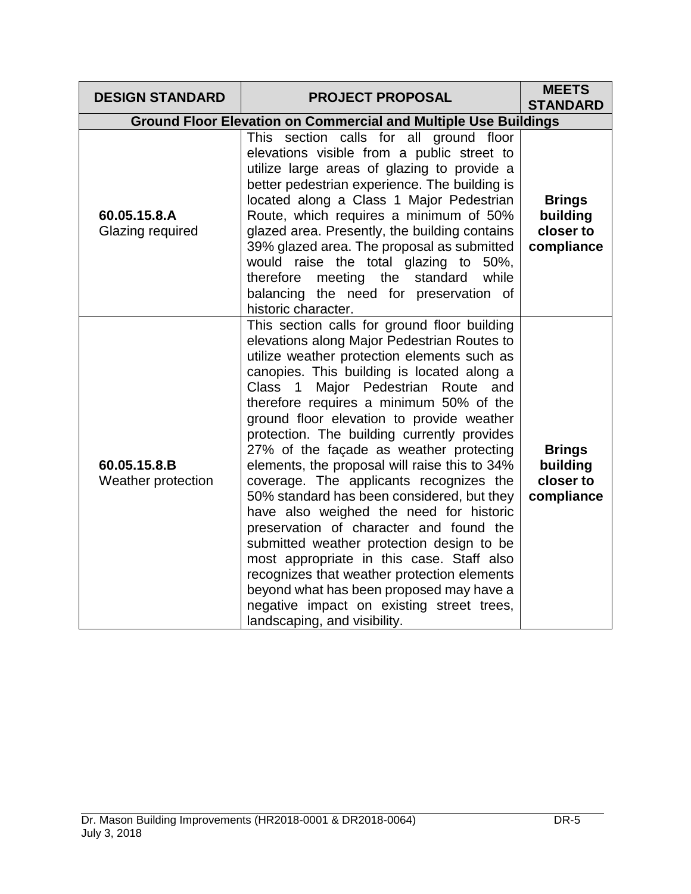| DESIGN STANDARD | PROJECT PROPOSAL | MEETS STANDARD |
|---|---|---|
| **Ground Floor Elevation on Commercial and Multiple Use Buildings** | | |
| **60.05.15.8.A** Glazing required | This section calls for all ground floor elevations visible from a public street to utilize large areas of glazing to provide a better pedestrian experience. The building is located along a Class 1 Major Pedestrian Route, which requires a minimum of 50% glazed area. Presently, the building contains 39% glazed area. The proposal as submitted would raise the total glazing to 50%, therefore meeting the standard while balancing the need for preservation of historic character. | **Brings building closer to compliance** |
| **60.05.15.8.B** Weather protection | This section calls for ground floor building elevations along Major Pedestrian Routes to utilize weather protection elements such as canopies. This building is located along a Class 1 Major Pedestrian Route and therefore requires a minimum 50% of the ground floor elevation to provide weather protection. The building currently provides 27% of the façade as weather protecting elements, the proposal will raise this to 34% coverage. The applicants recognizes the 50% standard has been considered, but they have also weighed the need for historic preservation of character and found the submitted weather protection design to be most appropriate in this case. Staff also recognizes that weather protection elements beyond what has been proposed may have a negative impact on existing street trees, landscaping, and visibility. | **Brings building closer to compliance** |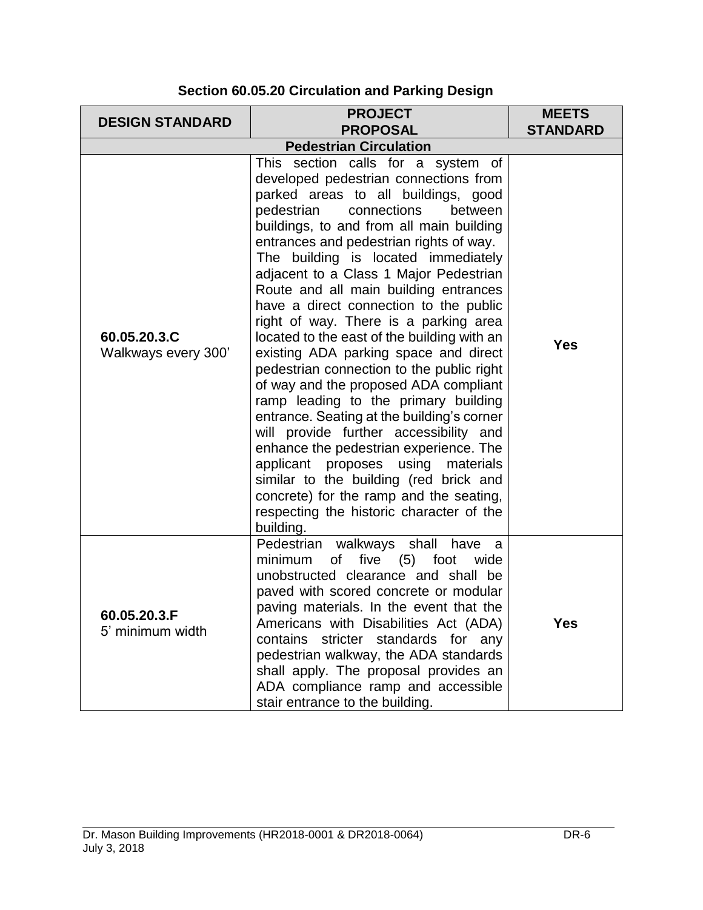## Section 60.05.20 Circulation and Parking Design

| DESIGN STANDARD | PROJECT PROPOSAL | MEETS STANDARD |
|---|---|---|
| **Pedestrian Circulation** | | |
| **60.05.20.3.C** Walkways every 300' | This section calls for a system of developed pedestrian connections from parked areas to all buildings, good pedestrian connections between buildings, to and from all main building entrances and pedestrian rights of way. The building is located immediately adjacent to a Class 1 Major Pedestrian Route and all main building entrances have a direct connection to the public right of way. There is a parking area located to the east of the building with an existing ADA parking space and direct pedestrian connection to the public right of way and the proposed ADA compliant ramp leading to the primary building entrance. Seating at the building's corner will provide further accessibility and enhance the pedestrian experience. The applicant proposes using materials similar to the building (red brick and concrete) for the ramp and the seating, respecting the historic character of the building. | **Yes** |
| **60.05.20.3.F** 5' minimum width | Pedestrian walkways shall have a minimum of five (5) foot wide unobstructed clearance and shall be paved with scored concrete or modular paving materials. In the event that the Americans with Disabilities Act (ADA) contains stricter standards for any pedestrian walkway, the ADA standards shall apply. The proposal provides an ADA compliance ramp and accessible stair entrance to the building. | **Yes** |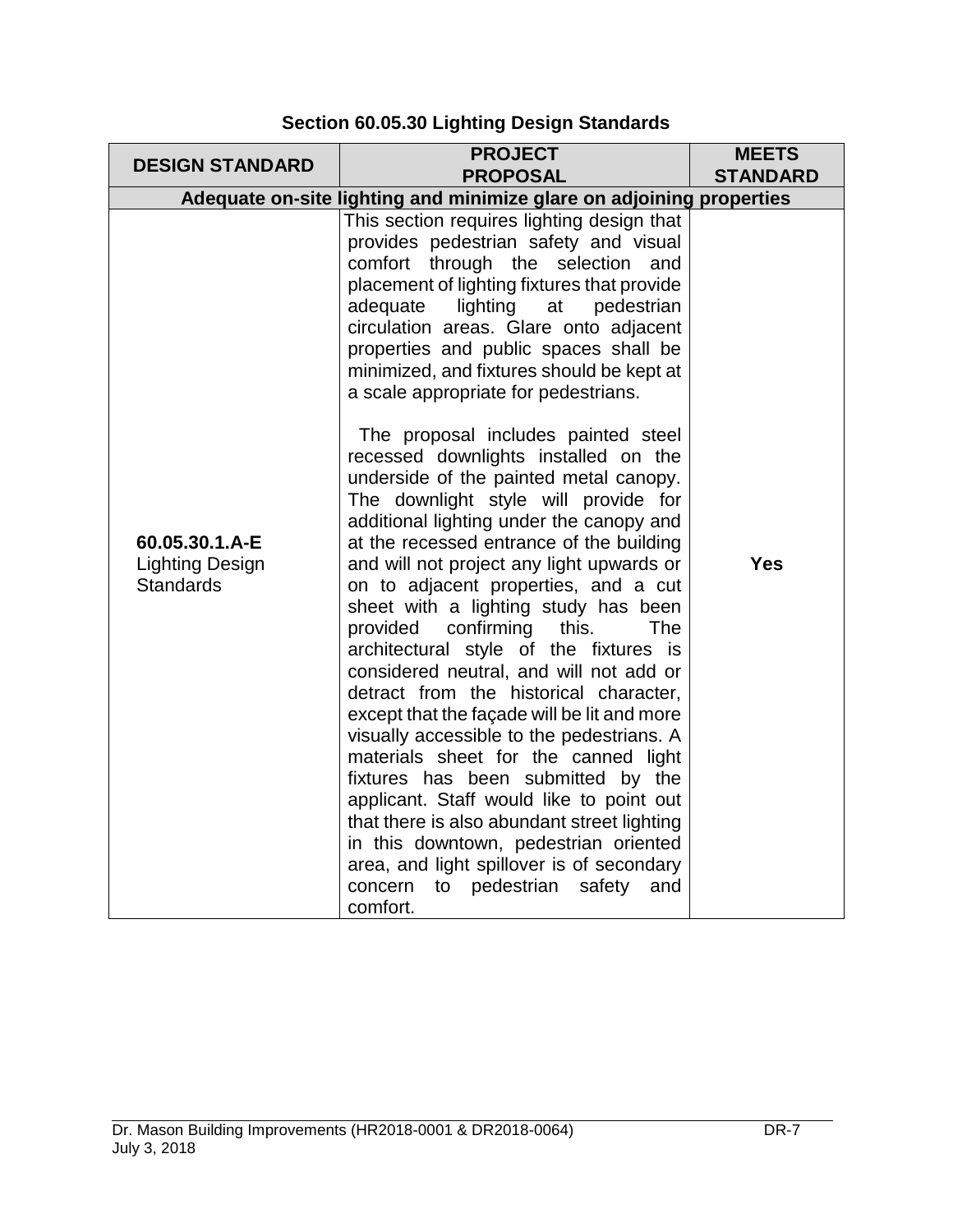## Section 60.05.30 Lighting Design Standards

| DESIGN STANDARD | PROJECT PROPOSAL | MEETS STANDARD |
|---|---|---|
| **Adequate on-site lighting and minimize glare on adjoining properties** | | |
| 60.05.30.1.A-E Lighting Design Standards | This section requires lighting design that provides pedestrian safety and visual comfort through the selection and placement of lighting fixtures that provide adequate lighting at pedestrian circulation areas. Glare onto adjacent properties and public spaces shall be minimized, and fixtures should be kept at a scale appropriate for pedestrians.<br><br>The proposal includes painted steel recessed downlights installed on the underside of the painted metal canopy. The downlight style will provide for additional lighting under the canopy and at the recessed entrance of the building and will not project any light upwards or on to adjacent properties, and a cut sheet with a lighting study has been provided confirming this. The architectural style of the fixtures is considered neutral, and will not add or detract from the historical character, except that the façade will be lit and more visually accessible to the pedestrians. A materials sheet for the canned light fixtures has been submitted by the applicant. Staff would like to point out that there is also abundant street lighting in this downtown, pedestrian oriented area, and light spillover is of secondary concern to pedestrian safety and comfort. | **Yes** |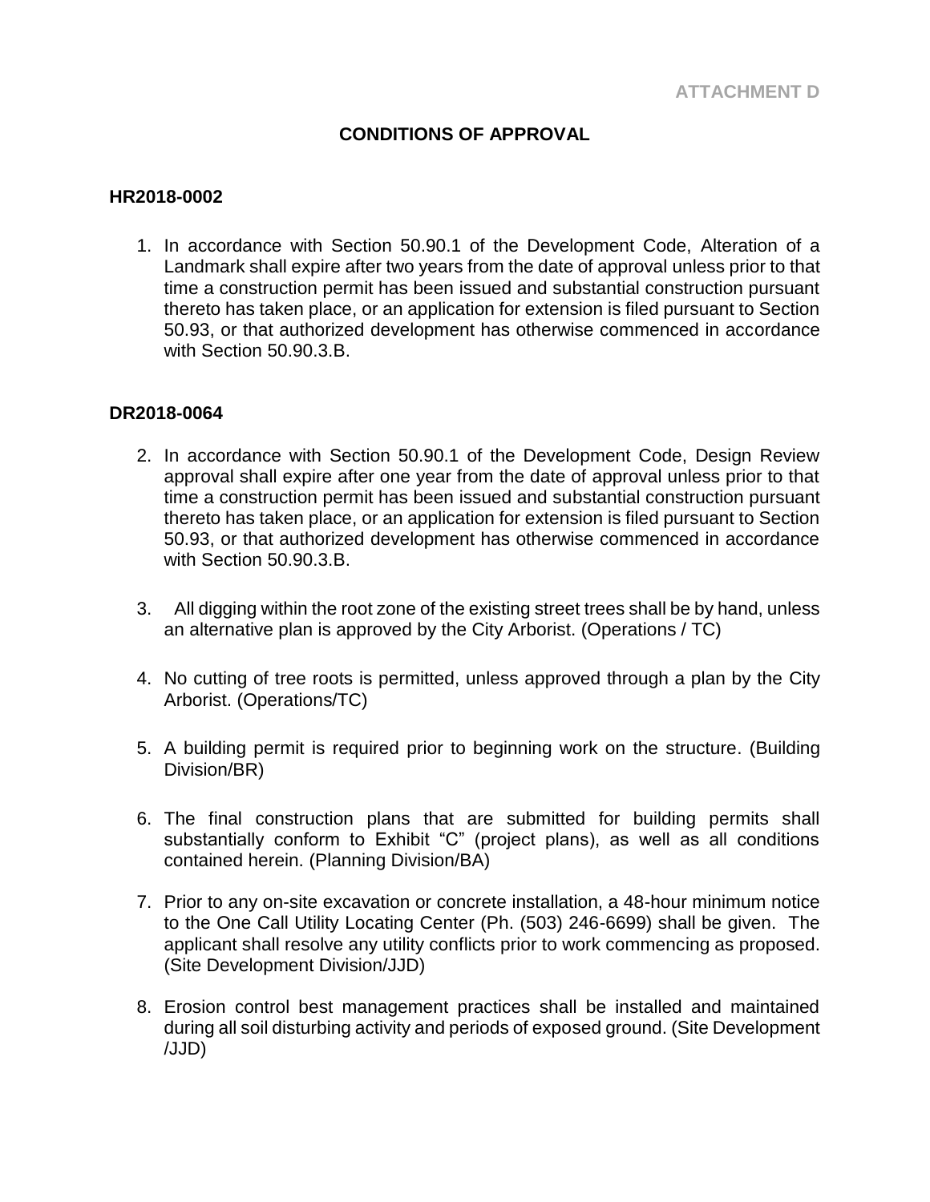ATTACHMENT D

## CONDITIONS OF APPROVAL

### HR2018-0002

1. In accordance with Section 50.90.1 of the Development Code, Alteration of a Landmark shall expire after two years from the date of approval unless prior to that time a construction permit has been issued and substantial construction pursuant thereto has taken place, or an application for extension is filed pursuant to Section 50.93, or that authorized development has otherwise commenced in accordance with Section 50.90.3.B.

### DR2018-0064

2. In accordance with Section 50.90.1 of the Development Code, Design Review approval shall expire after one year from the date of approval unless prior to that time a construction permit has been issued and substantial construction pursuant thereto has taken place, or an application for extension is filed pursuant to Section 50.93, or that authorized development has otherwise commenced in accordance with Section 50.90.3.B.

3. All digging within the root zone of the existing street trees shall be by hand, unless an alternative plan is approved by the City Arborist. (Operations / TC)

4. No cutting of tree roots is permitted, unless approved through a plan by the City Arborist. (Operations/TC)

5. A building permit is required prior to beginning work on the structure. (Building Division/BR)

6. The final construction plans that are submitted for building permits shall substantially conform to Exhibit "C" (project plans), as well as all conditions contained herein. (Planning Division/BA)

7. Prior to any on-site excavation or concrete installation, a 48-hour minimum notice to the One Call Utility Locating Center (Ph. (503) 246-6699) shall be given. The applicant shall resolve any utility conflicts prior to work commencing as proposed. (Site Development Division/JJD)

8. Erosion control best management practices shall be installed and maintained during all soil disturbing activity and periods of exposed ground. (Site Development /JJD)